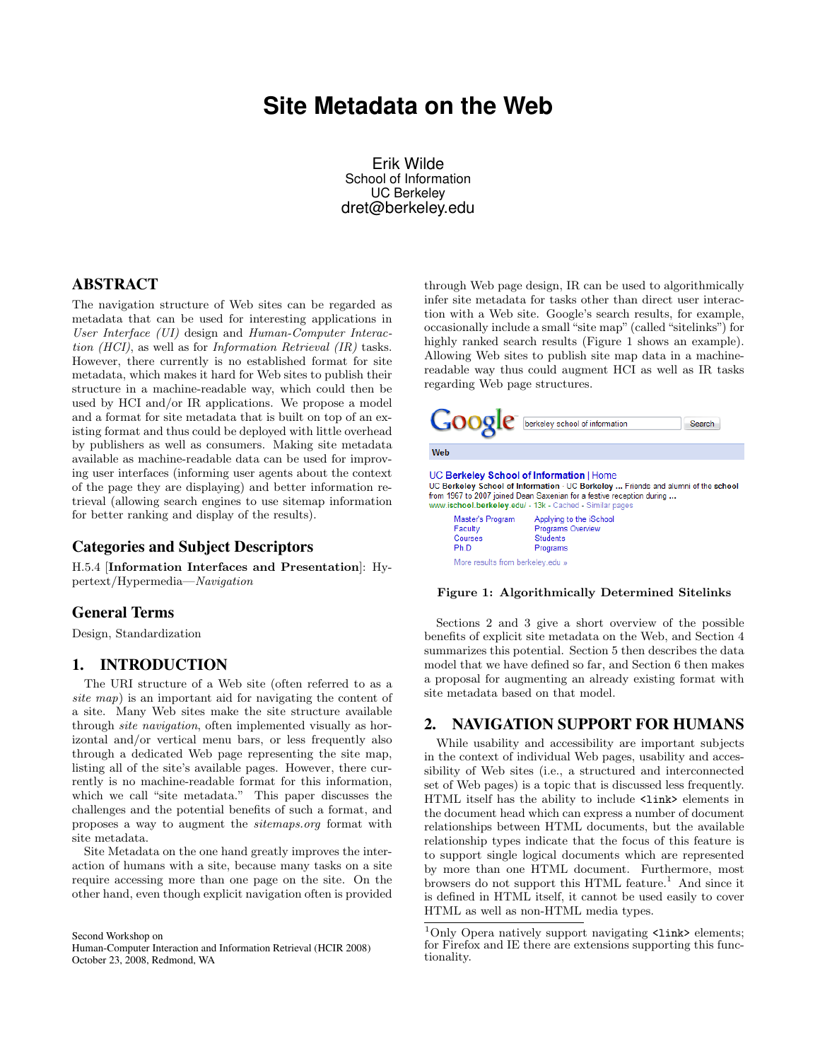# Site Metadata on the Web

Erik Wilde
School of Information
UC Berkeley
dret@berkeley.edu

## ABSTRACT

The navigation structure of Web sites can be regarded as metadata that can be used for interesting applications in *User Interface (UI)* design and *Human-Computer Interaction (HCI)*, as well as for *Information Retrieval (IR)* tasks. However, there currently is no established format for site metadata, which makes it hard for Web sites to publish their structure in a machine-readable way, which could then be used by HCI and/or IR applications. We propose a model and a format for site metadata that is built on top of an existing format and thus could be deployed with little overhead by publishers as well as consumers. Making site metadata available as machine-readable data can be used for improving user interfaces (informing user agents about the context of the page they are displaying) and better information retrieval (allowing search engines to use sitemap information for better ranking and display of the results).

## Categories and Subject Descriptors

H.5.4 [**Information Interfaces and Presentation**]: Hypertext/Hypermedia—*Navigation*

## General Terms

Design, Standardization

## 1. INTRODUCTION

The URI structure of a Web site (often referred to as a *site map*) is an important aid for navigating the content of a site. Many Web sites make the site structure available through *site navigation*, often implemented visually as horizontal and/or vertical menu bars, or less frequently also through a dedicated Web page representing the site map, listing all of the site's available pages. However, there currently is no machine-readable format for this information, which we call "site metadata." This paper discusses the challenges and the potential benefits of such a format, and proposes a way to augment the *sitemaps.org* format with site metadata.

Site Metadata on the one hand greatly improves the interaction of humans with a site, because many tasks on a site require accessing more than one page on the site. On the other hand, even though explicit navigation often is provided through Web page design, IR can be used to algorithmically infer site metadata for tasks other than direct user interaction with a Web site. Google's search results, for example, occasionally include a small "site map" (called "sitelinks") for highly ranked search results (Figure 1 shows an example). Allowing Web sites to publish site map data in a machine-readable way thus could augment HCI as well as IR tasks regarding Web page structures.

**Figure 1: Algorithmically Determined Sitelinks**

Sections 2 and 3 give a short overview of the possible benefits of explicit site metadata on the Web, and Section 4 summarizes this potential. Section 5 then describes the data model that we have defined so far, and Section 6 then makes a proposal for augmenting an already existing format with site metadata based on that model.

## 2. NAVIGATION SUPPORT FOR HUMANS

While usability and accessibility are important subjects in the context of individual Web pages, usability and accessibility of Web sites (i.e., a structured and interconnected set of Web pages) is a topic that is discussed less frequently. HTML itself has the ability to include `<link>` elements in the document head which can express a number of document relationships between HTML documents, but the available relationship types indicate that the focus of this feature is to support single logical documents which are represented by more than one HTML document. Furthermore, most browsers do not support this HTML feature.[1] And since it is defined in HTML itself, it cannot be used easily to cover HTML as well as non-HTML media types.

[1]Only Opera natively support navigating `<link>` elements; for Firefox and IE there are extensions supporting this functionality.

Second Workshop on
Human-Computer Interaction and Information Retrieval (HCIR 2008)
October 23, 2008, Redmond, WA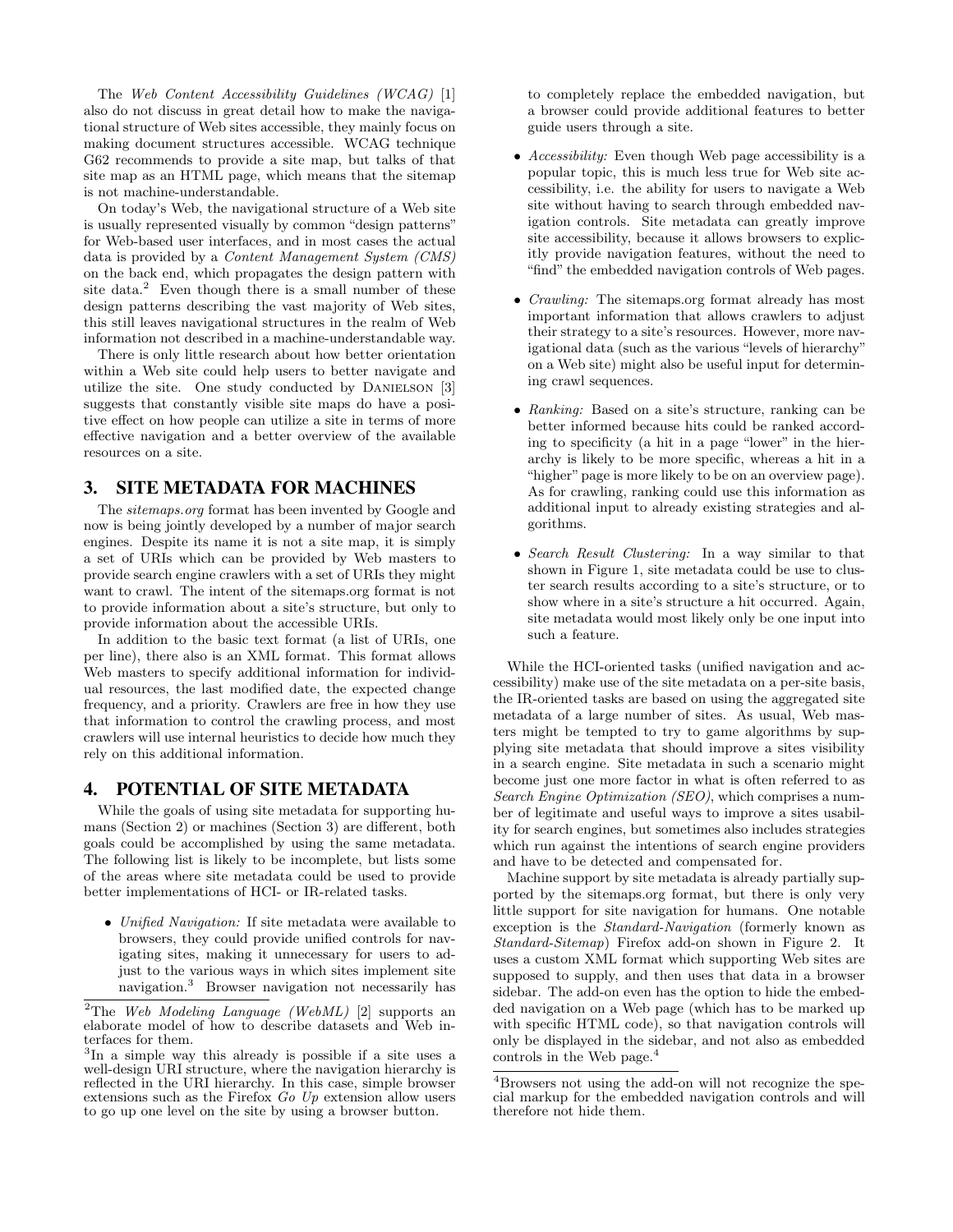The *Web Content Accessibility Guidelines (WCAG)* [1] also do not discuss in great detail how to make the navigational structure of Web sites accessible, they mainly focus on making document structures accessible. WCAG technique G62 recommends to provide a site map, but talks of that site map as an HTML page, which means that the sitemap is not machine-understandable.

On today's Web, the navigational structure of a Web site is usually represented visually by common "design patterns" for Web-based user interfaces, and in most cases the actual data is provided by a *Content Management System (CMS)* on the back end, which propagates the design pattern with site data.[2] Even though there is a small number of these design patterns describing the vast majority of Web sites, this still leaves navigational structures in the realm of Web information not described in a machine-understandable way.

There is only little research about how better orientation within a Web site could help users to better navigate and utilize the site. One study conducted by Danielson [3] suggests that constantly visible site maps do have a positive effect on how people can utilize a site in terms of more effective navigation and a better overview of the available resources on a site.

## 3. SITE METADATA FOR MACHINES

The *sitemaps.org* format has been invented by Google and now is being jointly developed by a number of major search engines. Despite its name it is not a site map, it is simply a set of URIs which can be provided by Web masters to provide search engine crawlers with a set of URIs they might want to crawl. The intent of the sitemaps.org format is not to provide information about a site's structure, but only to provide information about the accessible URIs.

In addition to the basic text format (a list of URIs, one per line), there also is an XML format. This format allows Web masters to specify additional information for individual resources, the last modified date, the expected change frequency, and a priority. Crawlers are free in how they use that information to control the crawling process, and most crawlers will use internal heuristics to decide how much they rely on this additional information.

## 4. POTENTIAL OF SITE METADATA

While the goals of using site metadata for supporting humans (Section 2) or machines (Section 3) are different, both goals could be accomplished by using the same metadata. The following list is likely to be incomplete, but lists some of the areas where site metadata could be used to provide better implementations of HCI- or IR-related tasks.

- *Unified Navigation:* If site metadata were available to browsers, they could provide unified controls for navigating sites, making it unnecessary for users to adjust to the various ways in which sites implement site navigation.[3] Browser navigation not necessarily has to completely replace the embedded navigation, but a browser could provide additional features to better guide users through a site.
- *Accessibility:* Even though Web page accessibility is a popular topic, this is much less true for Web site accessibility, i.e. the ability for users to navigate a Web site without having to search through embedded navigation controls. Site metadata can greatly improve site accessibility, because it allows browsers to explicitly provide navigation features, without the need to "find" the embedded navigation controls of Web pages.
- *Crawling:* The sitemaps.org format already has most important information that allows crawlers to adjust their strategy to a site's resources. However, more navigational data (such as the various "levels of hierarchy" on a Web site) might also be useful input for determining crawl sequences.
- *Ranking:* Based on a site's structure, ranking can be better informed because hits could be ranked according to specificity (a hit in a page "lower" in the hierarchy is likely to be more specific, whereas a hit in a "higher" page is more likely to be on an overview page). As for crawling, ranking could use this information as additional input to already existing strategies and algorithms.
- *Search Result Clustering:* In a way similar to that shown in Figure 1, site metadata could be use to cluster search results according to a site's structure, or to show where in a site's structure a hit occurred. Again, site metadata would most likely only be one input into such a feature.

While the HCI-oriented tasks (unified navigation and accessibility) make use of the site metadata on a per-site basis, the IR-oriented tasks are based on using the aggregated site metadata of a large number of sites. As usual, Web masters might be tempted to try to game algorithms by supplying site metadata that should improve a sites visibility in a search engine. Site metadata in such a scenario might become just one more factor in what is often referred to as *Search Engine Optimization (SEO)*, which comprises a number of legitimate and useful ways to improve a sites usability for search engines, but sometimes also includes strategies which run against the intentions of search engine providers and have to be detected and compensated for.

Machine support by site metadata is already partially supported by the sitemaps.org format, but there is only very little support for site navigation for humans. One notable exception is the *Standard-Navigation* (formerly known as *Standard-Sitemap*) Firefox add-on shown in Figure 2. It uses a custom XML format which supporting Web sites are supposed to supply, and then uses that data in a browser sidebar. The add-on even has the option to hide the embedded navigation on a Web page (which has to be marked up with specific HTML code), so that navigation controls will only be displayed in the sidebar, and not also as embedded controls in the Web page.[4]

---

[2] The *Web Modeling Language (WebML)* [2] supports an elaborate model of how to describe datasets and Web interfaces for them.

[3] In a simple way this already is possible if a site uses a well-design URI structure, where the navigation hierarchy is reflected in the URI hierarchy. In this case, simple browser extensions such as the Firefox *Go Up* extension allow users to go up one level on the site by using a browser button.

[4] Browsers not using the add-on will not recognize the special markup for the embedded navigation controls and will therefore not hide them.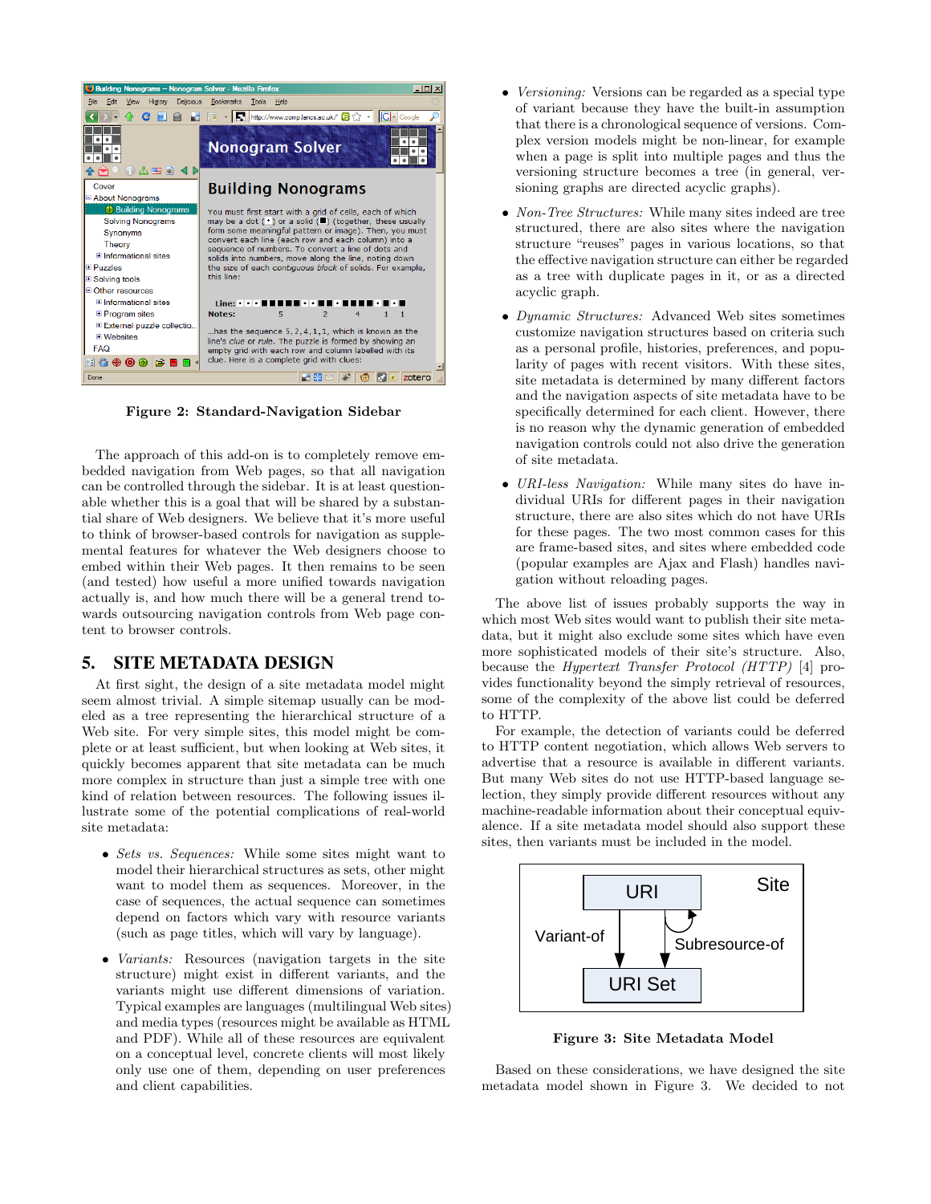Figure 2: Standard-Navigation Sidebar

The approach of this add-on is to completely remove embedded navigation from Web pages, so that all navigation can be controlled through the sidebar. It is at least questionable whether this is a goal that will be shared by a substantial share of Web designers. We believe that it's more useful to think of browser-based controls for navigation as supplemental features for whatever the Web designers choose to embed within their Web pages. It then remains to be seen (and tested) how useful a more unified towards navigation actually is, and how much there will be a general trend towards outsourcing navigation controls from Web page content to browser controls.

## 5. SITE METADATA DESIGN

At first sight, the design of a site metadata model might seem almost trivial. A simple sitemap usually can be modeled as a tree representing the hierarchical structure of a Web site. For very simple sites, this model might be complete or at least sufficient, but when looking at Web sites, it quickly becomes apparent that site metadata can be much more complex in structure than just a simple tree with one kind of relation between resources. The following issues illustrate some of the potential complications of real-world site metadata:

- *Sets vs. Sequences:* While some sites might want to model their hierarchical structures as sets, other might want to model them as sequences. Moreover, in the case of sequences, the actual sequence can sometimes depend on factors which vary with resource variants (such as page titles, which will vary by language).
- *Variants:* Resources (navigation targets in the site structure) might exist in different variants, and the variants might use different dimensions of variation. Typical examples are languages (multilingual Web sites) and media types (resources might be available as HTML and PDF). While all of these resources are equivalent on a conceptual level, concrete clients will most likely only use one of them, depending on user preferences and client capabilities.
- *Versioning:* Versions can be regarded as a special type of variant because they have the built-in assumption that there is a chronological sequence of versions. Complex version models might be non-linear, for example when a page is split into multiple pages and thus the versioning structure becomes a tree (in general, versioning graphs are directed acyclic graphs).
- *Non-Tree Structures:* While many sites indeed are tree structured, there are also sites where the navigation structure "reuses" pages in various locations, so that the effective navigation structure can either be regarded as a tree with duplicate pages in it, or as a directed acyclic graph.
- *Dynamic Structures:* Advanced Web sites sometimes customize navigation structures based on criteria such as a personal profile, histories, preferences, and popularity of pages with recent visitors. With these sites, site metadata is determined by many different factors and the navigation aspects of site metadata have to be specifically determined for each client. However, there is no reason why the dynamic generation of embedded navigation controls could not also drive the generation of site metadata.
- *URI-less Navigation:* While many sites do have individual URIs for different pages in their navigation structure, there are also sites which do not have URIs for these pages. The two most common cases for this are frame-based sites, and sites where embedded code (popular examples are Ajax and Flash) handles navigation without reloading pages.

The above list of issues probably supports the way in which most Web sites would want to publish their site metadata, but it might also exclude some sites which have even more sophisticated models of their site's structure. Also, because the *Hypertext Transfer Protocol (HTTP)* [4] provides functionality beyond the simply retrieval of resources, some of the complexity of the above list could be deferred to HTTP.

For example, the detection of variants could be deferred to HTTP content negotiation, which allows Web servers to advertise that a resource is available in different variants. But many Web sites do not use HTTP-based language selection, they simply provide different resources without any machine-readable information about their conceptual equivalence. If a site metadata model should also support these sites, then variants must be included in the model.

Figure 3: Site Metadata Model

Based on these considerations, we have designed the site metadata model shown in Figure 3. We decided to not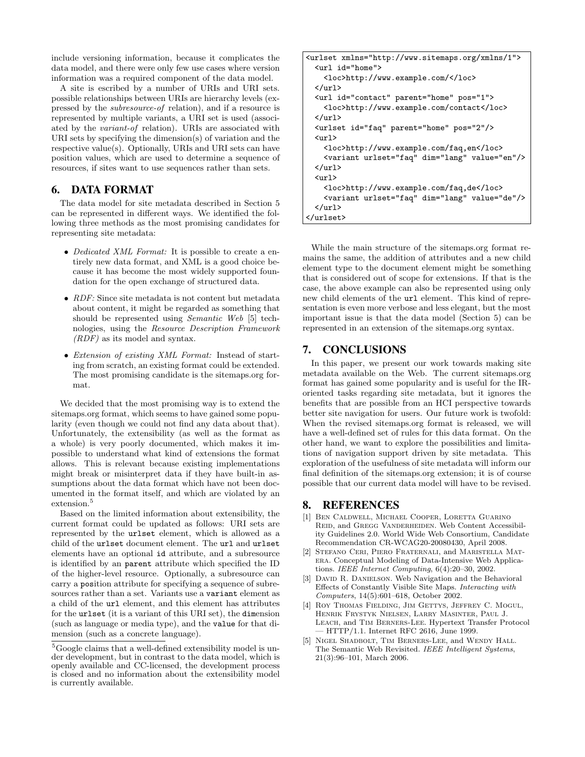include versioning information, because it complicates the data model, and there were only few use cases where version information was a required component of the data model.

A site is escribed by a number of URIs and URI sets. possible relationships between URIs are hierarchy levels (expressed by the *subresource-of* relation), and if a resource is represented by multiple variants, a URI set is used (associated by the *variant-of* relation). URIs are associated with URI sets by specifying the dimension(s) of variation and the respective value(s). Optionally, URIs and URI sets can have position values, which are used to determine a sequence of resources, if sites want to use sequences rather than sets.

## 6. DATA FORMAT

The data model for site metadata described in Section 5 can be represented in different ways. We identified the following three methods as the most promising candidates for representing site metadata:

- *Dedicated XML Format:* It is possible to create a entirely new data format, and XML is a good choice because it has become the most widely supported foundation for the open exchange of structured data.
- *RDF:* Since site metadata is not content but metadata about content, it might be regarded as something that should be represented using *Semantic Web* [5] technologies, using the *Resource Description Framework (RDF)* as its model and syntax.
- *Extension of existing XML Format:* Instead of starting from scratch, an existing format could be extended. The most promising candidate is the sitemaps.org format.

We decided that the most promising way is to extend the sitemaps.org format, which seems to have gained some popularity (even though we could not find any data about that). Unfortunately, the extensibility (as well as the format as a whole) is very poorly documented, which makes it impossible to understand what kind of extensions the format allows. This is relevant because existing implementations might break or misinterpret data if they have built-in assumptions about the data format which have not been documented in the format itself, and which are violated by an extension.[5]

Based on the limited information about extensibility, the current format could be updated as follows: URI sets are represented by the `urlset` element, which is allowed as a child of the `urlset` document element. The `url` and `urlset` elements have an optional `id` attribute, and a subresource is identified by an `parent` attribute which specified the ID of the higher-level resource. Optionally, a subresource can carry a `pos`ition attribute for specifying a sequence of subresources rather than a set. Variants use a `variant` element as a child of the `url` element, and this element has attributes for the `urlset` (it is a variant of this URI set), the `dim`ension (such as language or media type), and the `value` for that dimension (such as a concrete language).

[5]Google claims that a well-defined extensibility model is under development, but in contrast to the data model, which is openly available and CC-licensed, the development process is closed and no information about the extensibility model is currently available.

```
<urlset xmlns="http://www.sitemaps.org/xmlns/1">
  <url id="home">
    <loc>http://www.example.com/</loc>
  </url>
  <url id="contact" parent="home" pos="1">
    <loc>http://www.example.com/contact</loc>
  </url>
  <urlset id="faq" parent="home" pos="2"/>
  <url>
    <loc>http://www.example.com/faq,en</loc>
    <variant urlset="faq" dim="lang" value="en"/>
  </url>
  <url>
    <loc>http://www.example.com/faq,de</loc>
    <variant urlset="faq" dim="lang" value="de"/>
  </url>
</urlset>
```

While the main structure of the sitemaps.org format remains the same, the addition of attributes and a new child element type to the document element might be something that is considered out of scope for extensions. If that is the case, the above example can also be represented using only new child elements of the `url` element. This kind of representation is even more verbose and less elegant, but the most important issue is that the data model (Section 5) can be represented in an extension of the sitemaps.org syntax.

## 7. CONCLUSIONS

In this paper, we present our work towards making site metadata available on the Web. The current sitemaps.org format has gained some popularity and is useful for the IR-oriented tasks regarding site metadata, but it ignores the benefits that are possible from an HCI perspective towards better site navigation for users. Our future work is twofold: When the revised sitemaps.org format is released, we will have a well-defined set of rules for this data format. On the other hand, we want to explore the possibilities and limitations of navigation support driven by site metadata. This exploration of the usefulness of site metadata will inform our final definition of the sitemaps.org extension; it is of course possible that our current data model will have to be revised.

## 8. REFERENCES

[1] Ben Caldwell, Michael Cooper, Loretta Guarino Reid, and Gregg Vanderheiden. Web Content Accessibility Guidelines 2.0. World Wide Web Consortium, Candidate Recommendation CR-WCAG20-20080430, April 2008.

[2] Stefano Ceri, Piero Fraternali, and Maristella Matera. Conceptual Modeling of Data-Intensive Web Applications. *IEEE Internet Computing*, 6(4):20–30, 2002.

[3] David R. Danielson. Web Navigation and the Behavioral Effects of Constantly Visible Site Maps. *Interacting with Computers*, 14(5):601–618, October 2002.

[4] Roy Thomas Fielding, Jim Gettys, Jeffrey C. Mogul, Henrik Frystyk Nielsen, Larry Masinter, Paul J. Leach, and Tim Berners-Lee. Hypertext Transfer Protocol — HTTP/1.1. Internet RFC 2616, June 1999.

[5] Nigel Shadbolt, Tim Berners-Lee, and Wendy Hall. The Semantic Web Revisited. *IEEE Intelligent Systems*, 21(3):96–101, March 2006.